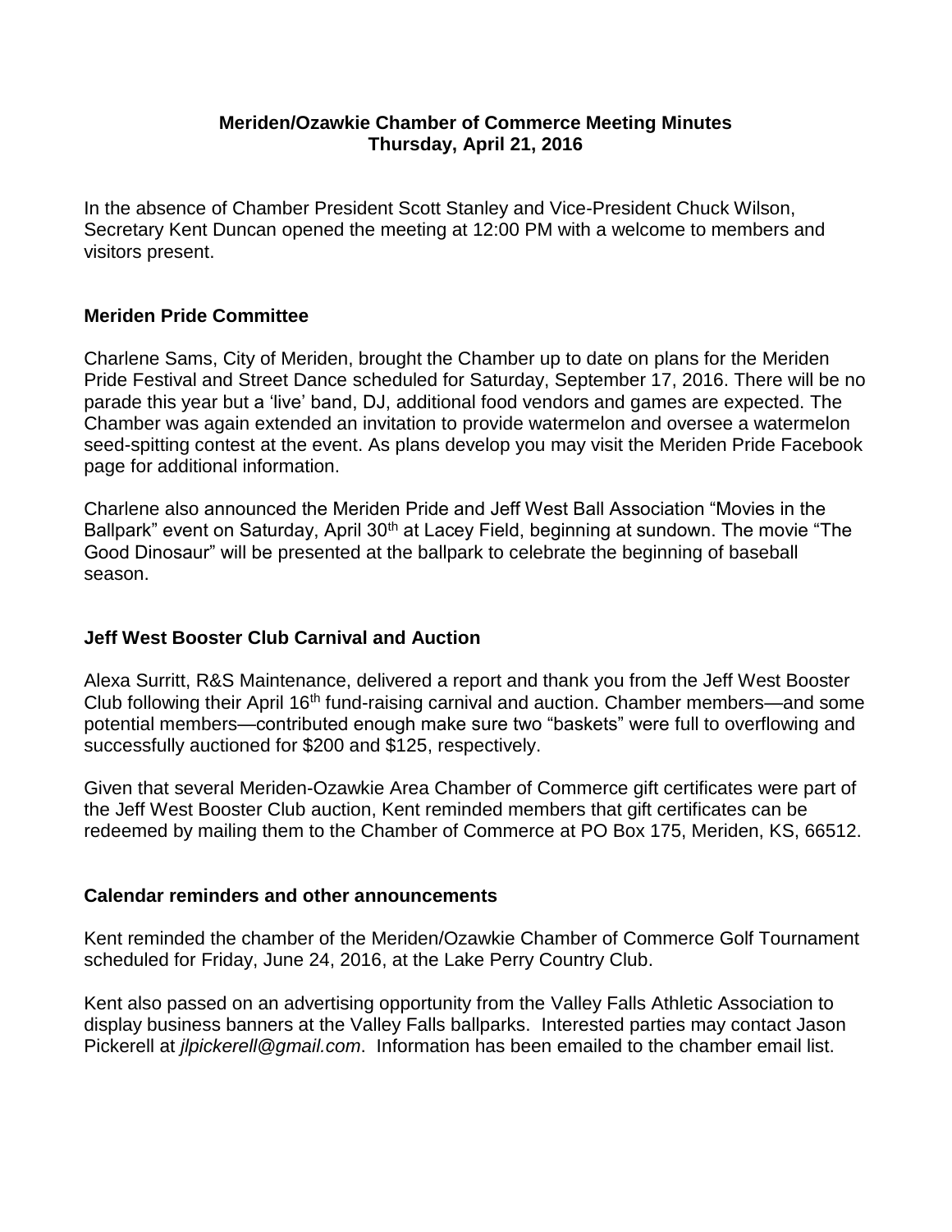**Meriden/Ozawkie Chamber of Commerce Meeting Minutes**
**Thursday, April 21, 2016**

In the absence of Chamber President Scott Stanley and Vice-President Chuck Wilson, Secretary Kent Duncan opened the meeting at 12:00 PM with a welcome to members and visitors present.

## Meriden Pride Committee

Charlene Sams, City of Meriden, brought the Chamber up to date on plans for the Meriden Pride Festival and Street Dance scheduled for Saturday, September 17, 2016. There will be no parade this year but a 'live' band, DJ, additional food vendors and games are expected. The Chamber was again extended an invitation to provide watermelon and oversee a watermelon seed-spitting contest at the event. As plans develop you may visit the Meriden Pride Facebook page for additional information.

Charlene also announced the Meriden Pride and Jeff West Ball Association "Movies in the Ballpark" event on Saturday, April 30th at Lacey Field, beginning at sundown. The movie "The Good Dinosaur" will be presented at the ballpark to celebrate the beginning of baseball season.

## Jeff West Booster Club Carnival and Auction

Alexa Surritt, R&S Maintenance, delivered a report and thank you from the Jeff West Booster Club following their April 16th fund-raising carnival and auction. Chamber members—and some potential members—contributed enough make sure two "baskets" were full to overflowing and successfully auctioned for $200 and $125, respectively.

Given that several Meriden-Ozawkie Area Chamber of Commerce gift certificates were part of the Jeff West Booster Club auction, Kent reminded members that gift certificates can be redeemed by mailing them to the Chamber of Commerce at PO Box 175, Meriden, KS, 66512.

## Calendar reminders and other announcements

Kent reminded the chamber of the Meriden/Ozawkie Chamber of Commerce Golf Tournament scheduled for Friday, June 24, 2016, at the Lake Perry Country Club.

Kent also passed on an advertising opportunity from the Valley Falls Athletic Association to display business banners at the Valley Falls ballparks. Interested parties may contact Jason Pickerell at *jlpickerell@gmail.com*. Information has been emailed to the chamber email list.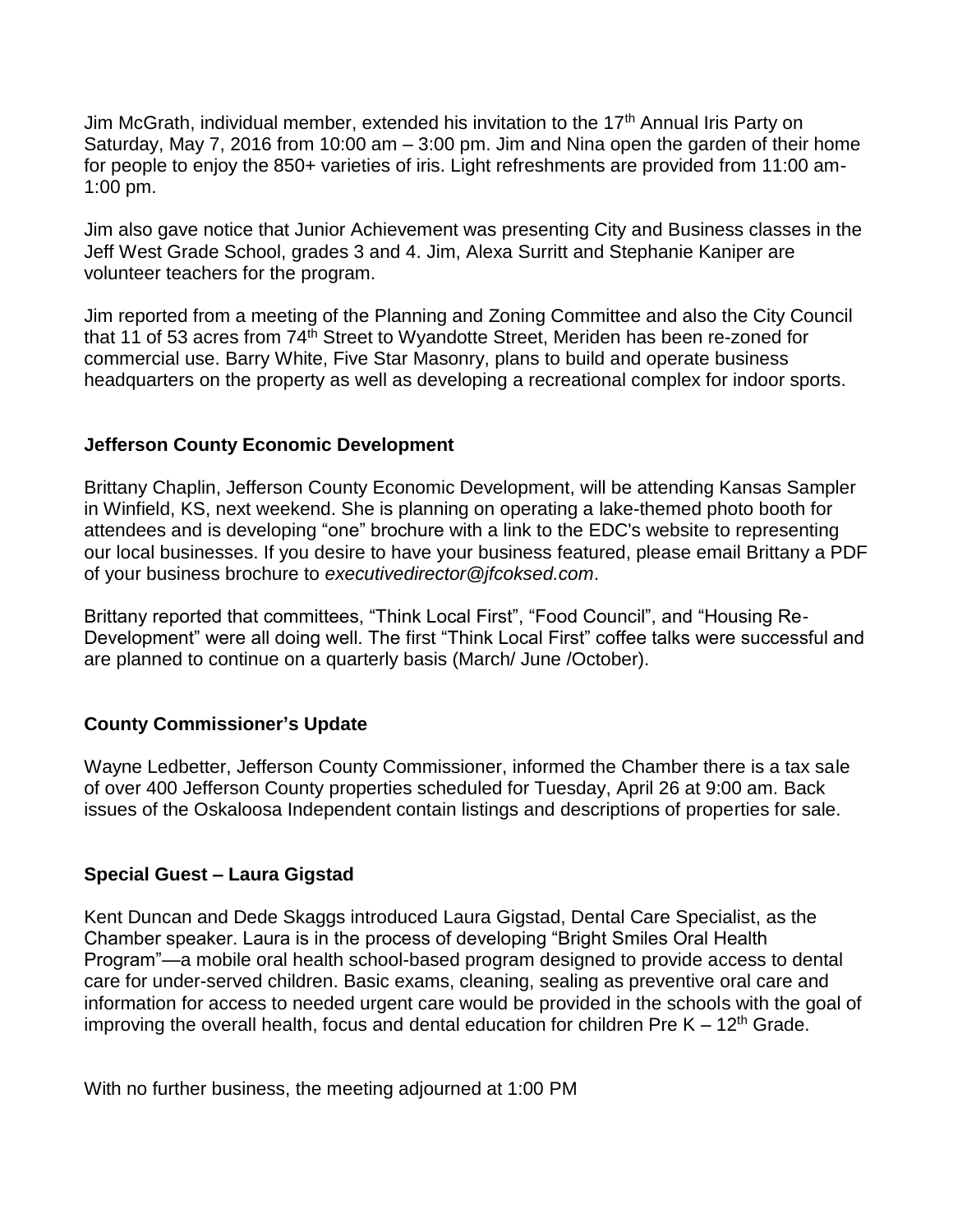Jim McGrath, individual member, extended his invitation to the 17th Annual Iris Party on Saturday, May 7, 2016 from 10:00 am – 3:00 pm. Jim and Nina open the garden of their home for people to enjoy the 850+ varieties of iris. Light refreshments are provided from 11:00 am-1:00 pm.

Jim also gave notice that Junior Achievement was presenting City and Business classes in the Jeff West Grade School, grades 3 and 4. Jim, Alexa Surritt and Stephanie Kaniper are volunteer teachers for the program.

Jim reported from a meeting of the Planning and Zoning Committee and also the City Council that 11 of 53 acres from 74th Street to Wyandotte Street, Meriden has been re-zoned for commercial use. Barry White, Five Star Masonry, plans to build and operate business headquarters on the property as well as developing a recreational complex for indoor sports.

**Jefferson County Economic Development**

Brittany Chaplin, Jefferson County Economic Development, will be attending Kansas Sampler in Winfield, KS, next weekend. She is planning on operating a lake-themed photo booth for attendees and is developing "one" brochure with a link to the EDC's website to representing our local businesses. If you desire to have your business featured, please email Brittany a PDF of your business brochure to *executivedirector@jfcoksed.com*.

Brittany reported that committees, "Think Local First", "Food Council", and "Housing Re-Development" were all doing well. The first "Think Local First" coffee talks were successful and are planned to continue on a quarterly basis (March/ June /October).

**County Commissioner's Update**

Wayne Ledbetter, Jefferson County Commissioner, informed the Chamber there is a tax sale of over 400 Jefferson County properties scheduled for Tuesday, April 26 at 9:00 am. Back issues of the Oskaloosa Independent contain listings and descriptions of properties for sale.

**Special Guest – Laura Gigstad**

Kent Duncan and Dede Skaggs introduced Laura Gigstad, Dental Care Specialist, as the Chamber speaker. Laura is in the process of developing "Bright Smiles Oral Health Program"—a mobile oral health school-based program designed to provide access to dental care for under-served children. Basic exams, cleaning, sealing as preventive oral care and information for access to needed urgent care would be provided in the schools with the goal of improving the overall health, focus and dental education for children Pre K – 12th Grade.

With no further business, the meeting adjourned at 1:00 PM